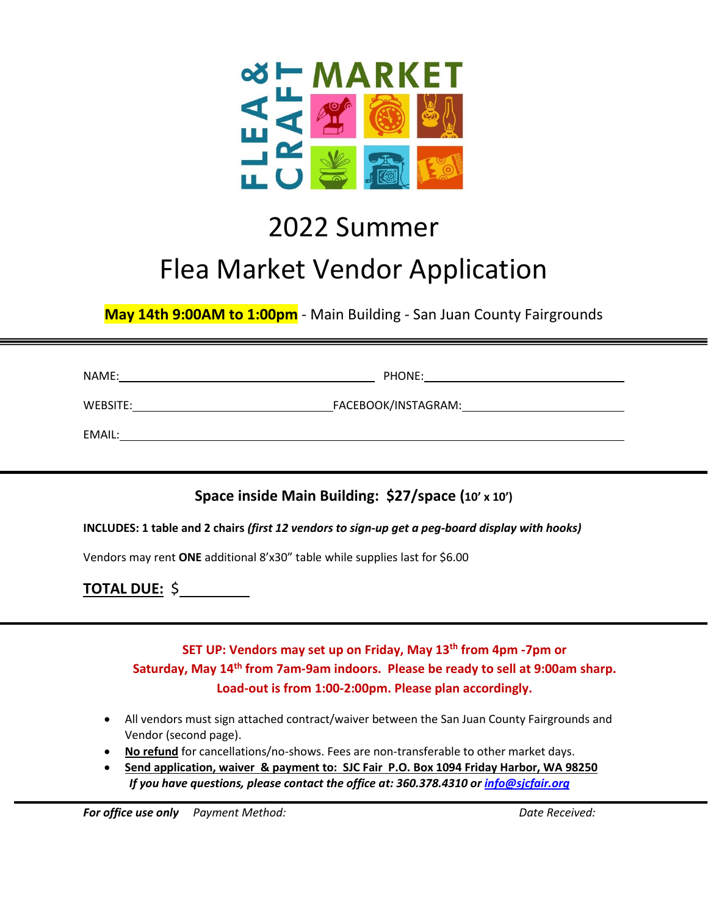FLEA & CRAFT MARKET

# 2022 Summer

# Flea Market Vendor Application

**May 14th 9:00AM to 1:00pm** - Main Building - San Juan County Fairgrounds

NAME:\_\_\_\_\_\_\_\_\_\_\_\_\_\_\_\_\_\_\_\_\_\_\_\_\_\_\_\_\_\_ PHONE:\_\_\_\_\_\_\_\_\_\_\_\_\_\_\_\_\_\_\_\_\_\_\_\_\_\_\_\_\_\_

WEBSITE:\_\_\_\_\_\_\_\_\_\_\_\_\_\_\_\_\_\_\_\_\_\_\_\_\_\_ FACEBOOK/INSTAGRAM:\_\_\_\_\_\_\_\_\_\_\_\_\_\_\_\_\_\_\_\_\_\_\_\_\_\_

EMAIL:\_\_\_\_\_\_\_\_\_\_\_\_\_\_\_\_\_\_\_\_\_\_\_\_\_\_\_\_\_\_\_\_\_\_\_\_\_\_\_\_\_\_\_\_\_\_\_\_\_\_\_\_\_\_\_\_\_\_\_\_

## Space inside Main Building: $27/space (10' x 10')

**INCLUDES: 1 table and 2 chairs *(first 12 vendors to sign-up get a peg-board display with hooks)***

Vendors may rent **ONE** additional 8'x30" table while supplies last for $6.00

**TOTAL DUE:** $\_\_\_\_\_\_\_\_\_\_

**SET UP: Vendors may set up on Friday, May 13th from 4pm -7pm or Saturday, May 14th from 7am-9am indoors. Please be ready to sell at 9:00am sharp. Load-out is from 1:00-2:00pm. Please plan accordingly.**

- All vendors must sign attached contract/waiver between the San Juan County Fairgrounds and Vendor (second page).
- **No refund** for cancellations/no-shows. Fees are non-transferable to other market days.
- **Send application, waiver & payment to: SJC Fair P.O. Box 1094 Friday Harbor, WA 98250**

  ***If you have questions, please contact the office at: 360.378.4310 or info@sjcfair.org***

***For office use only*** *Payment Method:* *Date Received:*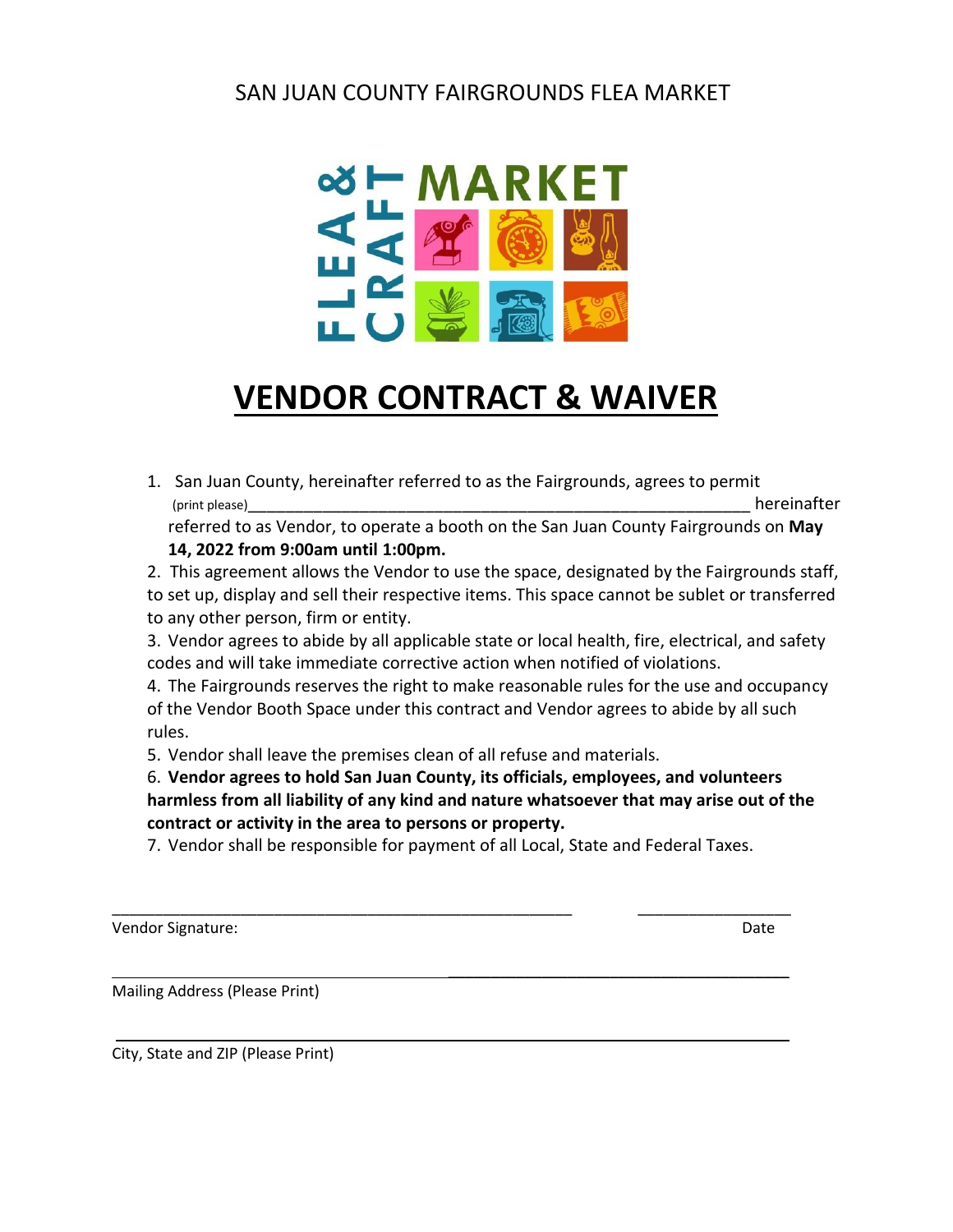SAN JUAN COUNTY FAIRGROUNDS FLEA MARKET

FLEA & CRAFT MARKET

# **VENDOR CONTRACT & WAIVER**

1. San Juan County, hereinafter referred to as the Fairgrounds, agrees to permit (print please)_____________________________________________________________ hereinafter referred to as Vendor, to operate a booth on the San Juan County Fairgrounds on **May 14, 2022 from 9:00am until 1:00pm.**
2. This agreement allows the Vendor to use the space, designated by the Fairgrounds staff, to set up, display and sell their respective items. This space cannot be sublet or transferred to any other person, firm or entity.
3. Vendor agrees to abide by all applicable state or local health, fire, electrical, and safety codes and will take immediate corrective action when notified of violations.
4. The Fairgrounds reserves the right to make reasonable rules for the use and occupancy of the Vendor Booth Space under this contract and Vendor agrees to abide by all such rules.
5. Vendor shall leave the premises clean of all refuse and materials.
6. **Vendor agrees to hold San Juan County, its officials, employees, and volunteers harmless from all liability of any kind and nature whatsoever that may arise out of the contract or activity in the area to persons or property.**
7. Vendor shall be responsible for payment of all Local, State and Federal Taxes.

_______________________________________________________ __________________

Vendor Signature: Date

_______________________________________________________

Mailing Address (Please Print)

_______________________________________________________

City, State and ZIP (Please Print)